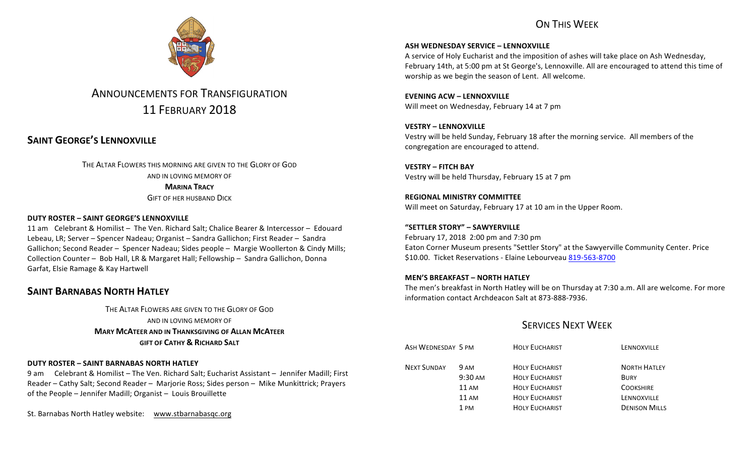# Announcements for Transfiguration
## 11 February 2018

## Saint George's Lennoxville

THE ALTAR FLOWERS THIS MORNING ARE GIVEN TO THE GLORY OF GOD
AND IN LOVING MEMORY OF
**MARINA TRACY**
GIFT OF HER HUSBAND DICK

### DUTY ROSTER – SAINT GEORGE'S LENNOXVILLE

11 am Celebrant & Homilist – The Ven. Richard Salt; Chalice Bearer & Intercessor – Edouard Lebeau, LR; Server – Spencer Nadeau; Organist – Sandra Gallichon; First Reader – Sandra Gallichon; Second Reader – Spencer Nadeau; Sides people – Margie Woollerton & Cindy Mills; Collection Counter – Bob Hall, LR & Margaret Hall; Fellowship – Sandra Gallichon, Donna Garfat, Elsie Ramage & Kay Hartwell

## Saint Barnabas North Hatley

THE ALTAR FLOWERS ARE GIVEN TO THE GLORY OF GOD
AND IN LOVING MEMORY OF
**MARY MCATEER AND IN THANKSGIVING OF ALLAN MCATEER**
**GIFT OF CATHY & RICHARD SALT**

### DUTY ROSTER – SAINT BARNABAS NORTH HATLEY

9 am Celebrant & Homilist – The Ven. Richard Salt; Eucharist Assistant – Jennifer Madill; First Reader – Cathy Salt; Second Reader – Marjorie Ross; Sides person – Mike Munkittrick; Prayers of the People – Jennifer Madill; Organist – Louis Brouillette

St. Barnabas North Hatley website: www.stbarnabasqc.org

## On This Week

**ASH WEDNESDAY SERVICE – LENNOXVILLE**
A service of Holy Eucharist and the imposition of ashes will take place on Ash Wednesday, February 14th, at 5:00 pm at St George's, Lennoxville. All are encouraged to attend this time of worship as we begin the season of Lent. All welcome.

**EVENING ACW – LENNOXVILLE**
Will meet on Wednesday, February 14 at 7 pm

**VESTRY – LENNOXVILLE**
Vestry will be held Sunday, February 18 after the morning service. All members of the congregation are encouraged to attend.

**VESTRY – FITCH BAY**
Vestry will be held Thursday, February 15 at 7 pm

**REGIONAL MINISTRY COMMITTEE**
Will meet on Saturday, February 17 at 10 am in the Upper Room.

**"SETTLER STORY" – SAWYERVILLE**
February 17, 2018 2:00 pm and 7:30 pm
Eaton Corner Museum presents "Settler Story" at the Sawyerville Community Center. Price $10.00. Ticket Reservations - Elaine Lebourveau 819-563-8700

**MEN'S BREAKFAST – NORTH HATLEY**
The men's breakfast in North Hatley will be on Thursday at 7:30 a.m. All are welcome. For more information contact Archdeacon Salt at 873-888-7936.

## Services Next Week

| | | | |
|---|---|---|---|
| ASH WEDNESDAY | 5 PM | HOLY EUCHARIST | LENNOXVILLE |
| NEXT SUNDAY | 9 AM | HOLY EUCHARIST | NORTH HATLEY |
| | 9:30 AM | HOLY EUCHARIST | BURY |
| | 11 AM | HOLY EUCHARIST | COOKSHIRE |
| | 11 AM | HOLY EUCHARIST | LENNOXVILLE |
| | 1 PM | HOLY EUCHARIST | DENISON MILLS |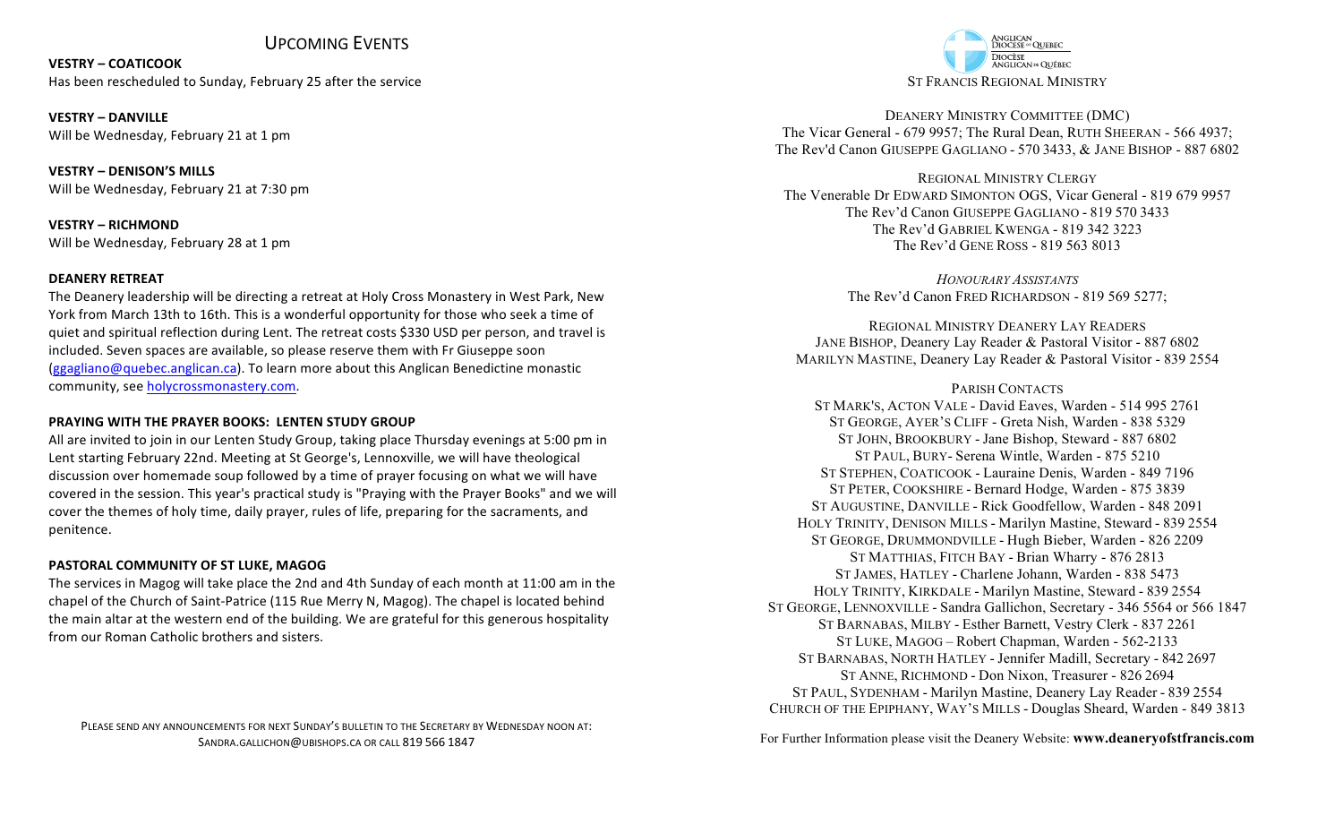# UPCOMING EVENTS

**VESTRY – COATICOOK**
Has been rescheduled to Sunday, February 25 after the service

**VESTRY – DANVILLE**
Will be Wednesday, February 21 at 1 pm

**VESTRY – DENISON'S MILLS**
Will be Wednesday, February 21 at 7:30 pm

**VESTRY – RICHMOND**
Will be Wednesday, February 28 at 1 pm

**DEANERY RETREAT**
The Deanery leadership will be directing a retreat at Holy Cross Monastery in West Park, New York from March 13th to 16th. This is a wonderful opportunity for those who seek a time of quiet and spiritual reflection during Lent. The retreat costs $330 USD per person, and travel is included. Seven spaces are available, so please reserve them with Fr Giuseppe soon (ggagliano@quebec.anglican.ca). To learn more about this Anglican Benedictine monastic community, see holycrossmonastery.com.

**PRAYING WITH THE PRAYER BOOKS: LENTEN STUDY GROUP**
All are invited to join in our Lenten Study Group, taking place Thursday evenings at 5:00 pm in Lent starting February 22nd. Meeting at St George's, Lennoxville, we will have theological discussion over homemade soup followed by a time of prayer focusing on what we will have covered in the session. This year's practical study is "Praying with the Prayer Books" and we will cover the themes of holy time, daily prayer, rules of life, preparing for the sacraments, and penitence.

**PASTORAL COMMUNITY OF ST LUKE, MAGOG**
The services in Magog will take place the 2nd and 4th Sunday of each month at 11:00 am in the chapel of the Church of Saint-Patrice (115 Rue Merry N, Magog). The chapel is located behind the main altar at the western end of the building. We are grateful for this generous hospitality from our Roman Catholic brothers and sisters.

PLEASE SEND ANY ANNOUNCEMENTS FOR NEXT SUNDAY'S BULLETIN TO THE SECRETARY BY WEDNESDAY NOON AT: SANDRA.GALLICHON@UBISHOPS.CA OR CALL 819 566 1847

Anglican Diocese of Quebec / Diocèse Anglican de Québec

ST FRANCIS REGIONAL MINISTRY

DEANERY MINISTRY COMMITTEE (DMC)
The Vicar General - 679 9957; The Rural Dean, RUTH SHEERAN - 566 4937; The Rev'd Canon GIUSEPPE GAGLIANO - 570 3433, & JANE BISHOP - 887 6802

REGIONAL MINISTRY CLERGY
The Venerable Dr EDWARD SIMONTON OGS, Vicar General - 819 679 9957
The Rev'd Canon GIUSEPPE GAGLIANO - 819 570 3433
The Rev'd GABRIEL KWENGA - 819 342 3223
The Rev'd GENE ROSS - 819 563 8013

*HONOURARY ASSISTANTS*
The Rev'd Canon FRED RICHARDSON - 819 569 5277;

REGIONAL MINISTRY DEANERY LAY READERS
JANE BISHOP, Deanery Lay Reader & Pastoral Visitor - 887 6802
MARILYN MASTINE, Deanery Lay Reader & Pastoral Visitor - 839 2554

PARISH CONTACTS
ST MARK'S, ACTON VALE - David Eaves, Warden - 514 995 2761
ST GEORGE, AYER'S CLIFF - Greta Nish, Warden - 838 5329
ST JOHN, BROOKBURY - Jane Bishop, Steward - 887 6802
ST PAUL, BURY- Serena Wintle, Warden - 875 5210
ST STEPHEN, COATICOOK - Lauraine Denis, Warden - 849 7196
ST PETER, COOKSHIRE - Bernard Hodge, Warden - 875 3839
ST AUGUSTINE, DANVILLE - Rick Goodfellow, Warden - 848 2091
HOLY TRINITY, DENISON MILLS - Marilyn Mastine, Steward - 839 2554
ST GEORGE, DRUMMONDVILLE - Hugh Bieber, Warden - 826 2209
ST MATTHIAS, FITCH BAY - Brian Wharry - 876 2813
ST JAMES, HATLEY - Charlene Johann, Warden - 838 5473
HOLY TRINITY, KIRKDALE - Marilyn Mastine, Steward - 839 2554
ST GEORGE, LENNOXVILLE - Sandra Gallichon, Secretary - 346 5564 or 566 1847
ST BARNABAS, MILBY - Esther Barnett, Vestry Clerk - 837 2261
ST LUKE, MAGOG – Robert Chapman, Warden - 562-2133
ST BARNABAS, NORTH HATLEY - Jennifer Madill, Secretary - 842 2697
ST ANNE, RICHMOND - Don Nixon, Treasurer - 826 2694
ST PAUL, SYDENHAM - Marilyn Mastine, Deanery Lay Reader - 839 2554
CHURCH OF THE EPIPHANY, WAY'S MILLS - Douglas Sheard, Warden - 849 3813

For Further Information please visit the Deanery Website: **www.deaneryofstfrancis.com**